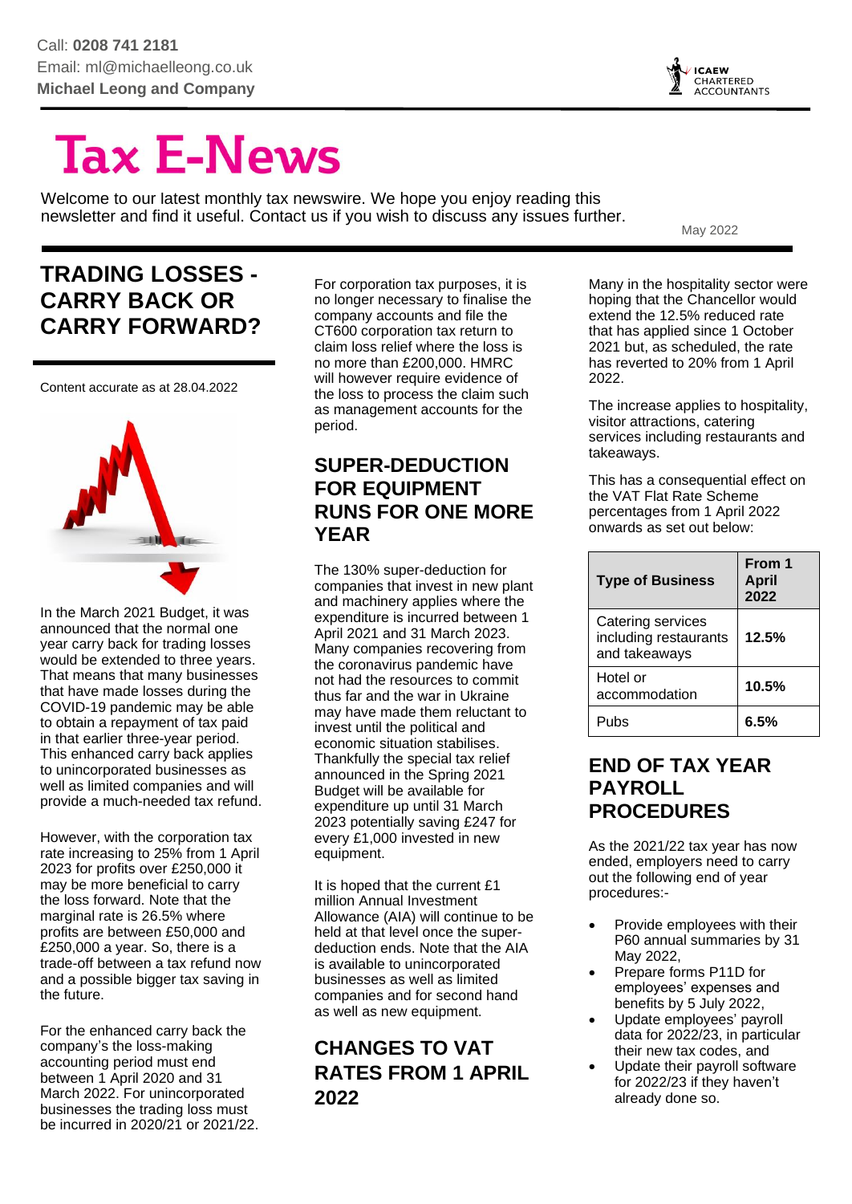Call: **0208 741 2181**
Email: ml@michaelleong.co.uk
**Michael Leong and Company**

ICAEW CHARTERED ACCOUNTANTS

# Tax E-News

Welcome to our latest monthly tax newswire. We hope you enjoy reading this newsletter and find it useful. Contact us if you wish to discuss any issues further.

May 2022

## TRADING LOSSES - CARRY BACK OR CARRY FORWARD?

Content accurate as at 28.04.2022

In the March 2021 Budget, it was announced that the normal one year carry back for trading losses would be extended to three years. That means that many businesses that have made losses during the COVID-19 pandemic may be able to obtain a repayment of tax paid in that earlier three-year period. This enhanced carry back applies to unincorporated businesses as well as limited companies and will provide a much-needed tax refund.

However, with the corporation tax rate increasing to 25% from 1 April 2023 for profits over £250,000 it may be more beneficial to carry the loss forward. Note that the marginal rate is 26.5% where profits are between £50,000 and £250,000 a year. So, there is a trade-off between a tax refund now and a possible bigger tax saving in the future.

For the enhanced carry back the company's the loss-making accounting period must end between 1 April 2020 and 31 March 2022. For unincorporated businesses the trading loss must be incurred in 2020/21 or 2021/22.

For corporation tax purposes, it is no longer necessary to finalise the company accounts and file the CT600 corporation tax return to claim loss relief where the loss is no more than £200,000. HMRC will however require evidence of the loss to process the claim such as management accounts for the period.

## SUPER-DEDUCTION FOR EQUIPMENT RUNS FOR ONE MORE YEAR

The 130% super-deduction for companies that invest in new plant and machinery applies where the expenditure is incurred between 1 April 2021 and 31 March 2023. Many companies recovering from the coronavirus pandemic have not had the resources to commit thus far and the war in Ukraine may have made them reluctant to invest until the political and economic situation stabilises. Thankfully the special tax relief announced in the Spring 2021 Budget will be available for expenditure up until 31 March 2023 potentially saving £247 for every £1,000 invested in new equipment.

It is hoped that the current £1 million Annual Investment Allowance (AIA) will continue to be held at that level once the super-deduction ends. Note that the AIA is available to unincorporated businesses as well as limited companies and for second hand as well as new equipment.

## CHANGES TO VAT RATES FROM 1 APRIL 2022

Many in the hospitality sector were hoping that the Chancellor would extend the 12.5% reduced rate that has applied since 1 October 2021 but, as scheduled, the rate has reverted to 20% from 1 April 2022.

The increase applies to hospitality, visitor attractions, catering services including restaurants and takeaways.

This has a consequential effect on the VAT Flat Rate Scheme percentages from 1 April 2022 onwards as set out below:

| **Type of Business** | **From 1 April 2022** |
|---|---|
| Catering services including restaurants and takeaways | **12.5%** |
| Hotel or accommodation | **10.5%** |
| Pubs | **6.5%** |

## END OF TAX YEAR PAYROLL PROCEDURES

As the 2021/22 tax year has now ended, employers need to carry out the following end of year procedures:-

- Provide employees with their P60 annual summaries by 31 May 2022,
- Prepare forms P11D for employees' expenses and benefits by 5 July 2022,
- Update employees' payroll data for 2022/23, in particular their new tax codes, and
- Update their payroll software for 2022/23 if they haven't already done so.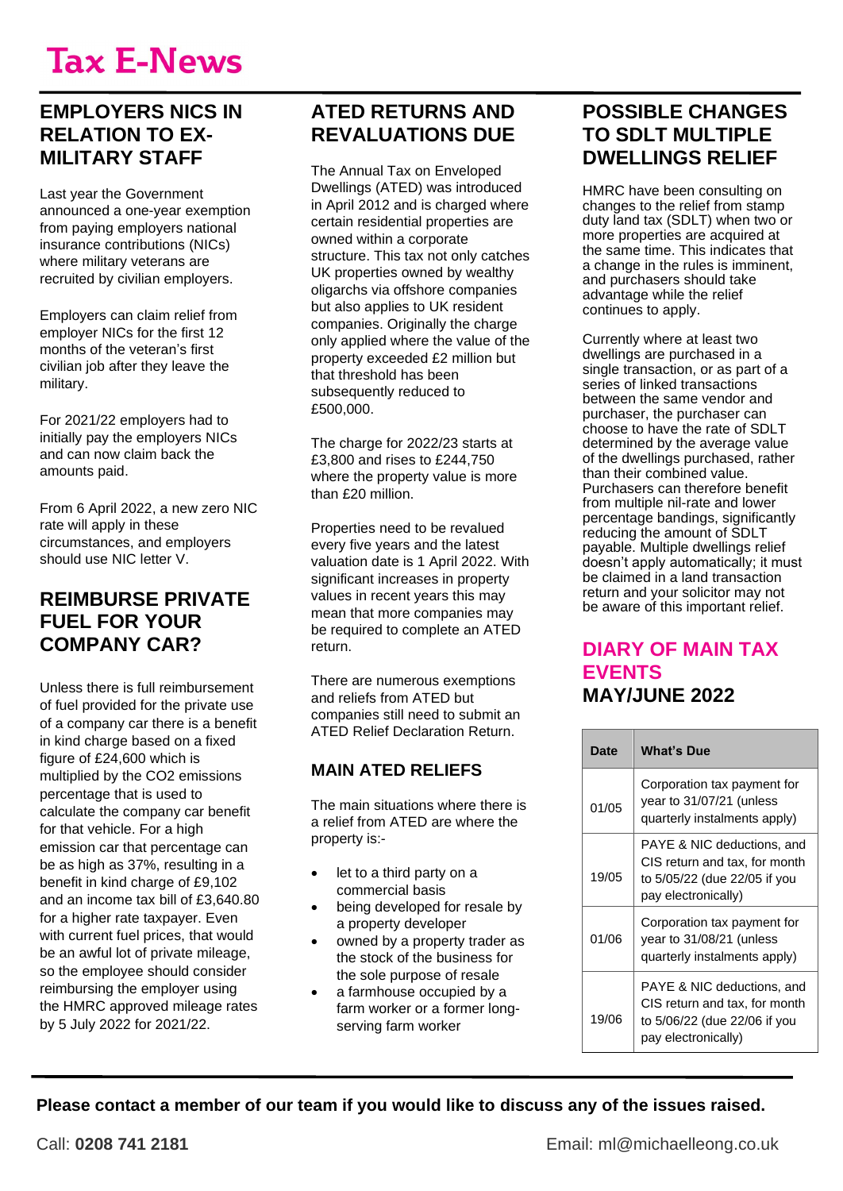# Tax E-News

## EMPLOYERS NICS IN RELATION TO EX-MILITARY STAFF

Last year the Government announced a one-year exemption from paying employers national insurance contributions (NICs) where military veterans are recruited by civilian employers.

Employers can claim relief from employer NICs for the first 12 months of the veteran's first civilian job after they leave the military.

For 2021/22 employers had to initially pay the employers NICs and can now claim back the amounts paid.

From 6 April 2022, a new zero NIC rate will apply in these circumstances, and employers should use NIC letter V.

## REIMBURSE PRIVATE FUEL FOR YOUR COMPANY CAR?

Unless there is full reimbursement of fuel provided for the private use of a company car there is a benefit in kind charge based on a fixed figure of £24,600 which is multiplied by the CO2 emissions percentage that is used to calculate the company car benefit for that vehicle. For a high emission car that percentage can be as high as 37%, resulting in a benefit in kind charge of £9,102 and an income tax bill of £3,640.80 for a higher rate taxpayer. Even with current fuel prices, that would be an awful lot of private mileage, so the employee should consider reimbursing the employer using the HMRC approved mileage rates by 5 July 2022 for 2021/22.

## ATED RETURNS AND REVALUATIONS DUE

The Annual Tax on Enveloped Dwellings (ATED) was introduced in April 2012 and is charged where certain residential properties are owned within a corporate structure. This tax not only catches UK properties owned by wealthy oligarchs via offshore companies but also applies to UK resident companies. Originally the charge only applied where the value of the property exceeded £2 million but that threshold has been subsequently reduced to £500,000.

The charge for 2022/23 starts at £3,800 and rises to £244,750 where the property value is more than £20 million.

Properties need to be revalued every five years and the latest valuation date is 1 April 2022. With significant increases in property values in recent years this may mean that more companies may be required to complete an ATED return.

There are numerous exemptions and reliefs from ATED but companies still need to submit an ATED Relief Declaration Return.

### MAIN ATED RELIEFS

The main situations where there is a relief from ATED are where the property is:-

- let to a third party on a commercial basis
- being developed for resale by a property developer
- owned by a property trader as the stock of the business for the sole purpose of resale
- a farmhouse occupied by a farm worker or a former long-serving farm worker

## POSSIBLE CHANGES TO SDLT MULTIPLE DWELLINGS RELIEF

HMRC have been consulting on changes to the relief from stamp duty land tax (SDLT) when two or more properties are acquired at the same time. This indicates that a change in the rules is imminent, and purchasers should take advantage while the relief continues to apply.

Currently where at least two dwellings are purchased in a single transaction, or as part of a series of linked transactions between the same vendor and purchaser, the purchaser can choose to have the rate of SDLT determined by the average value of the dwellings purchased, rather than their combined value. Purchasers can therefore benefit from multiple nil-rate and lower percentage bandings, significantly reducing the amount of SDLT payable. Multiple dwellings relief doesn't apply automatically; it must be claimed in a land transaction return and your solicitor may not be aware of this important relief.

## DIARY OF MAIN TAX EVENTS MAY/JUNE 2022

| Date | What's Due |
|---|---|
| 01/05 | Corporation tax payment for year to 31/07/21 (unless quarterly instalments apply) |
| 19/05 | PAYE & NIC deductions, and CIS return and tax, for month to 5/05/22 (due 22/05 if you pay electronically) |
| 01/06 | Corporation tax payment for year to 31/08/21 (unless quarterly instalments apply) |
| 19/06 | PAYE & NIC deductions, and CIS return and tax, for month to 5/06/22 (due 22/06 if you pay electronically) |

**Please contact a member of our team if you would like to discuss any of the issues raised.**

Call: **0208 741 2181**

Email: ml@michaelleong.co.uk